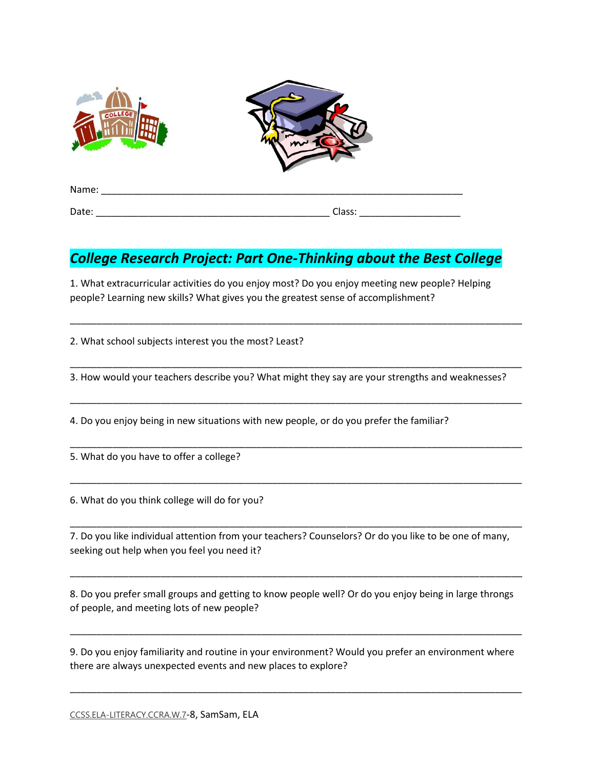Name: ______________________________________________________________________

Date: ____________________________________________ Class: ___________________

## *College Research Project: Part One-Thinking about the Best College*

1. What extracurricular activities do you enjoy most? Do you enjoy meeting new people? Helping people? Learning new skills? What gives you the greatest sense of accomplishment?

_____________________________________________________________________________________

2. What school subjects interest you the most? Least?

_____________________________________________________________________________________

3. How would your teachers describe you? What might they say are your strengths and weaknesses?

_____________________________________________________________________________________

4. Do you enjoy being in new situations with new people, or do you prefer the familiar?

_____________________________________________________________________________________

5. What do you have to offer a college?

_____________________________________________________________________________________

6. What do you think college will do for you?

_____________________________________________________________________________________

7. Do you like individual attention from your teachers? Counselors? Or do you like to be one of many, seeking out help when you feel you need it?

_____________________________________________________________________________________

8. Do you prefer small groups and getting to know people well? Or do you enjoy being in large throngs of people, and meeting lots of new people?

_____________________________________________________________________________________

9. Do you enjoy familiarity and routine in your environment? Would you prefer an environment where there are always unexpected events and new places to explore?

_____________________________________________________________________________________

CCSS.ELA-LITERACY.CCRA.W.7-8, SamSam, ELA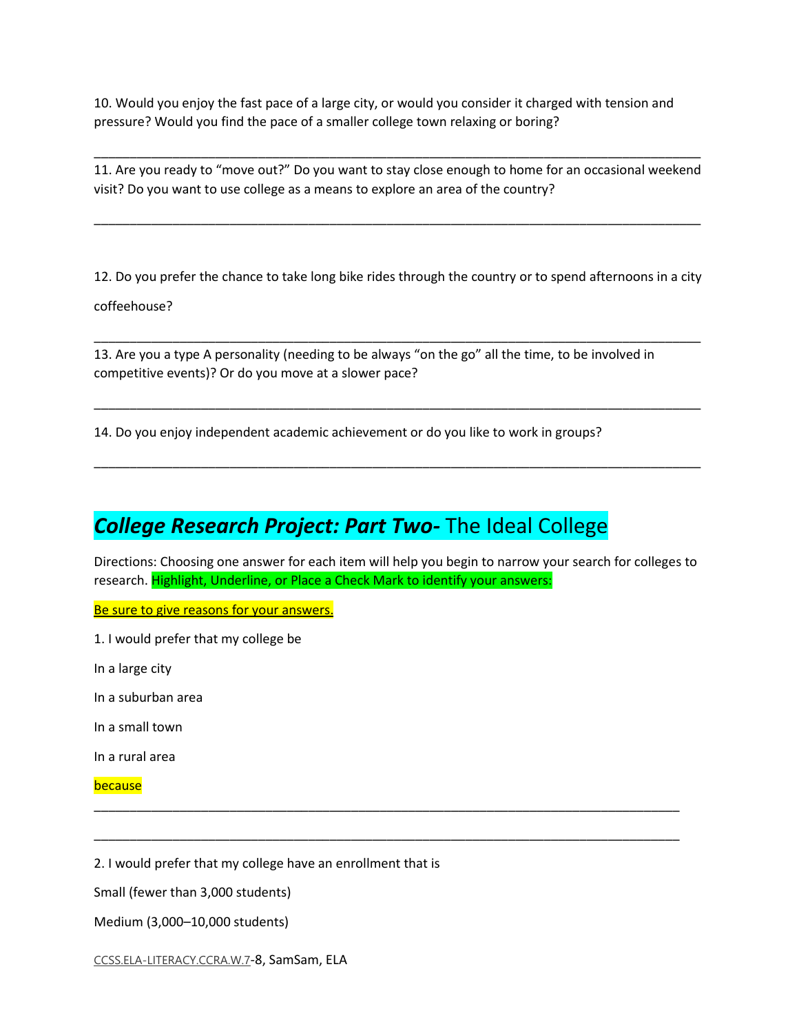10. Would you enjoy the fast pace of a large city, or would you consider it charged with tension and pressure? Would you find the pace of a smaller college town relaxing or boring?

_______________________________________________________________________________

11. Are you ready to "move out?" Do you want to stay close enough to home for an occasional weekend visit? Do you want to use college as a means to explore an area of the country?

_______________________________________________________________________________

12. Do you prefer the chance to take long bike rides through the country or to spend afternoons in a city coffeehouse?

_______________________________________________________________________________

13. Are you a type A personality (needing to be always "on the go" all the time, to be involved in competitive events)? Or do you move at a slower pace?

_______________________________________________________________________________

14. Do you enjoy independent academic achievement or do you like to work in groups?

_______________________________________________________________________________

## ***College Research Project: Part Two-*** The Ideal College

Directions: Choosing one answer for each item will help you begin to narrow your search for colleges to research. Highlight, Underline, or Place a Check Mark to identify your answers:

Be sure to give reasons for your answers.

1. I would prefer that my college be

In a large city

In a suburban area

In a small town

In a rural area

because

_______________________________________________________________________________

_______________________________________________________________________________

2. I would prefer that my college have an enrollment that is

Small (fewer than 3,000 students)

Medium (3,000–10,000 students)

CCSS.ELA-LITERACY.CCRA.W.7-8, SamSam, ELA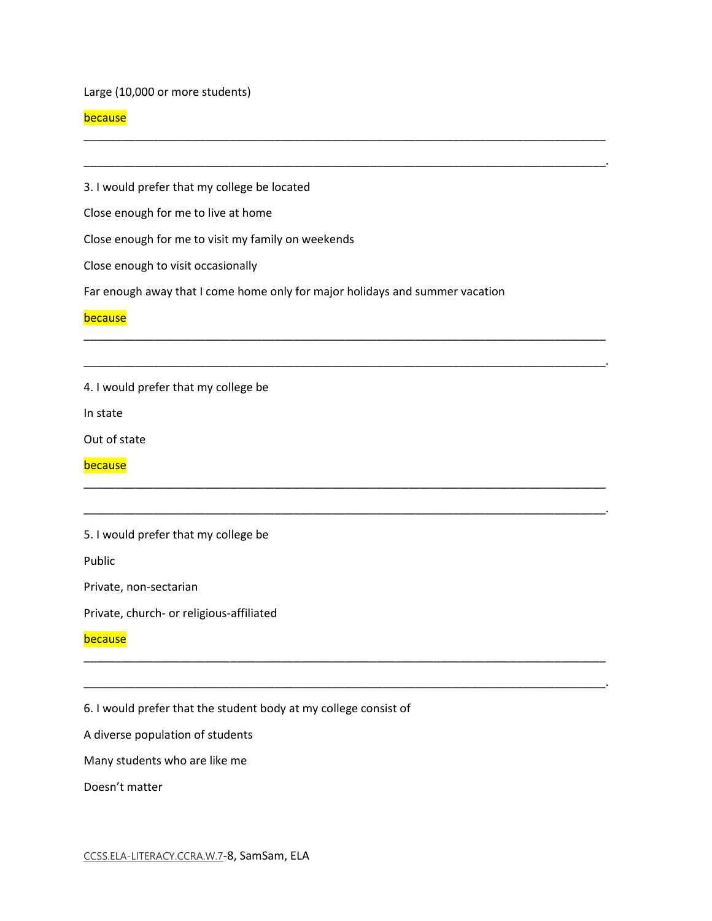Large (10,000 or more students)

because

_______________________________________________________________________________

_______________________________________________________________________________.

3. I would prefer that my college be located

Close enough for me to live at home

Close enough for me to visit my family on weekends

Close enough to visit occasionally

Far enough away that I come home only for major holidays and summer vacation

because

_______________________________________________________________________________

_______________________________________________________________________________.

4. I would prefer that my college be

In state

Out of state

because

_______________________________________________________________________________

_______________________________________________________________________________.

5. I would prefer that my college be

Public

Private, non-sectarian

Private, church- or religious-affiliated

because

_______________________________________________________________________________

_______________________________________________________________________________.

6. I would prefer that the student body at my college consist of

A diverse population of students

Many students who are like me

Doesn't matter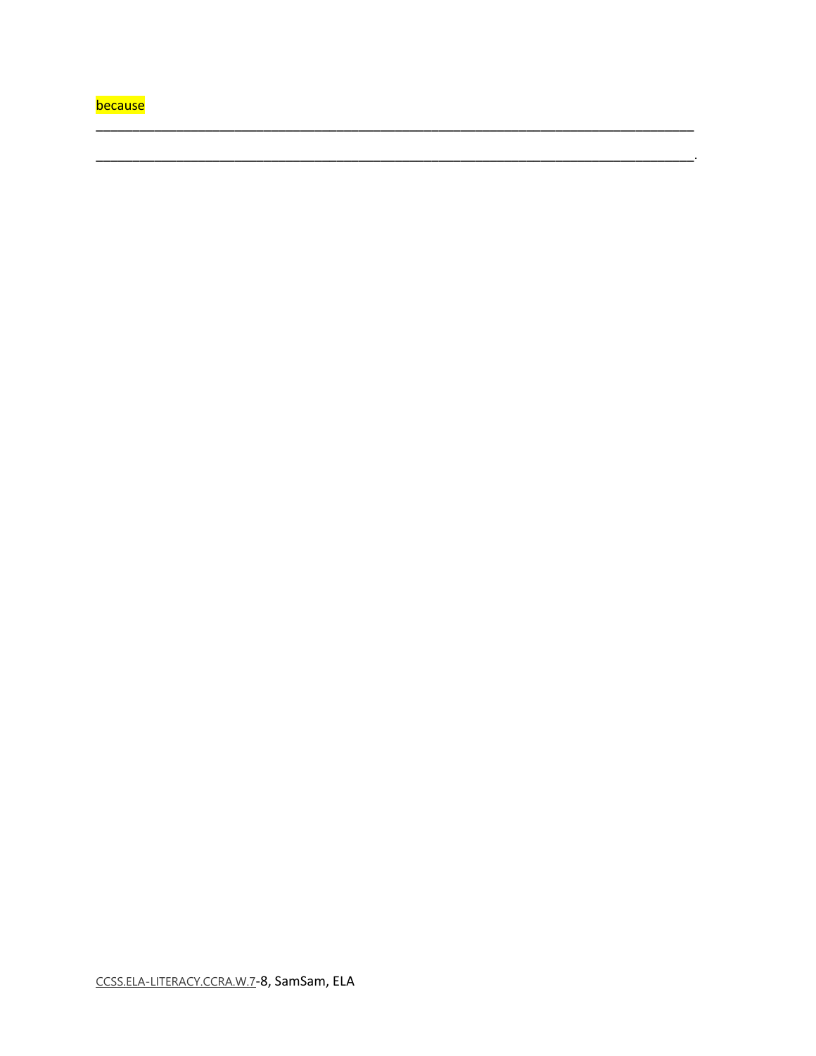because

________________________________________________________________________________

________________________________________________________________________________.